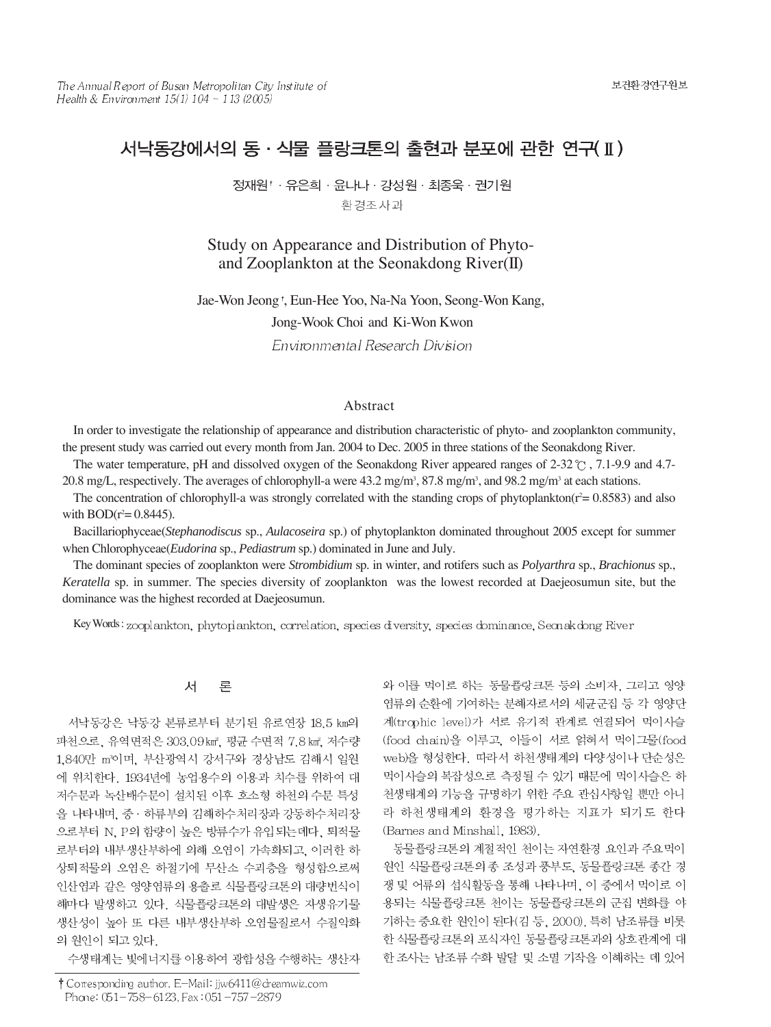# 서낙동강에서의 동 · 식물 플랑크톤의 출현과 분포에 관한 연구(Ⅱ)

정재원† · 유은희 · 윤나나 · 강성원 · 최종욱 · 권기원

환경조사과

# Study on Appearance and Distribution of Phyto- and Zooplankton at the Seonakdong River(Ⅱ)

Jae-Won Jeong†, Eun-Hee Yoo, Na-Na Yoon, Seong-Won Kang, Jong-Wook Choi and Ki-Won Kwon

*Environmental Research Division*

## Abstract

In order to investigate the relationship of appearance and distribution characteristic of phyto- and zooplankton community, the present study was carried out every month from Jan. 2004 to Dec. 2005 in three stations of the Seonakdong River.

The water temperature, pH and dissolved oxygen of the Seonakdong River appeared ranges of 2-32℃, 7.1-9.9 and 4.7-20.8 mg/L, respectively. The averages of chlorophyll-a were 43.2 mg/m³, 87.8 mg/m³, and 98.2 mg/m³ at each stations.

The concentration of chlorophyll-a was strongly correlated with the standing crops of phytoplankton($r^2$= 0.8583) and also with BOD($r^2$= 0.8445).

Bacillariophyceae(*Stephanodiscus* sp., *Aulacoseira* sp.) of phytoplankton dominated throughout 2005 except for summer when Chlorophyceae(*Eudorina* sp., *Pediastrum* sp.) dominated in June and July.

The dominant species of zooplankton were *Strombidium* sp. in winter, and rotifers such as *Polyarthra* sp., *Brachionus* sp., *Keratella* sp. in summer. The species diversity of zooplankton was the lowest recorded at Daejeosumun site, but the dominance was the highest recorded at Daejeosumun.

Key Words : zooplankton, phytoplankton, correlation, species diversity, species dominance, Seonakdong River

## 서 론

서낙동강은 낙동강 본류로부터 분기된 유로연장 18.5 ㎞의 파천으로, 유역면적은 303.09㎢, 평균 수면적 7.8㎢, 저수량 1,840만 ㎥이며, 부산광역시 강서구와 경상남도 김해시 일원에 위치한다. 1934년에 농업용수의 이용과 치수를 위하여 대저수문과 녹산배수문이 설치된 이후 호소형 하천의 수문 특성을 나타내며, 중 · 하류부의 김해하수처리장과 강동하수처리장으로부터 N, P의 함량이 높은 방류수가 유입되는데다, 퇴적물로부터의 내부생산부하에 의해 오염이 가속화되고, 이러한 하상퇴적물의 오염은 하절기에 무산소 수괴층을 형성함으로써 인산염과 같은 영양염류의 용출로 식물플랑크톤의 대량번식이 해마다 발생하고 있다. 식물플랑크톤의 대발생은 자생유기물 생산성이 높아 또 다른 내부생산부하 오염물질로서 수질악화의 원인이 되고 있다.

수생태계는 빛에너지를 이용하여 광합성을 수행하는 생산자와 이를 먹이로 하는 동물플랑크톤 등의 소비자, 그리고 영양염류의 순환에 기여하는 분해자로서의 세균군집 등 각 영양단계(trophic level)가 서로 유기적 관계로 연결되어 먹이사슬(food chain)을 이루고, 이들이 서로 얽혀서 먹이그물(food web)을 형성한다. 따라서 하천생태계의 다양성이나 단순성은 먹이사슬의 복잡성으로 측정될 수 있기 때문에 먹이사슬은 하천생태계의 기능을 규명하기 위한 주요 관심사항일 뿐만 아니라 하천생태계의 환경을 평가하는 지표가 되기도 한다(Barnes and Minshall, 1983).

동물플랑크톤의 계절적인 천이는 자연환경 요인과 주요먹이원인 식물플랑크톤의 종 조성과 풍부도, 동물플랑크톤 종간 경쟁 및 어류의 섭식활동을 통해 나타나며, 이 중에서 먹이로 이용되는 식물플랑크톤 천이는 동물플랑크톤의 군집 변화를 야기하는 중요한 원인이 된다(김 등, 2000). 특히 남조류를 비롯한 식물플랑크톤의 포식자인 동물플랑크톤과의 상호관계에 대한 조사는 남조류 수화 발달 및 소멸 기작을 이해하는 데 있어

† Corresponding author. E-Mail: jjw6411@dreamwiz.com
Phone: 051-758-6123, Fax : 051-757-2879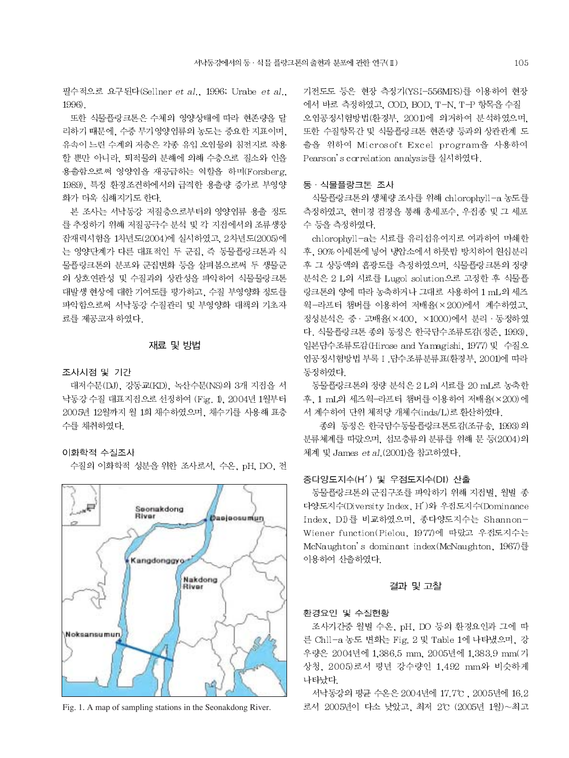필수적으로 요구된다(Sellner *et al*., 1996; Urabe *et al*., 1996).

또한 식물플랑크톤은 수체의 영양상태에 따라 현존량을 달리하기 때문에, 수중 무기영양염류의 농도는 중요한 지표이며, 유속이 느린 수계의 저층은 각종 유입 오염물의 침전지로 작용할 뿐만 아니라, 퇴적물의 분해에 의해 수층으로 질소와 인을 용출함으로써 영양염을 재공급하는 역할을 하며(Forsberg, 1989), 특정 환경조건하에서의 급격한 용출량 증가로 부영양화가 더욱 심해지기도 한다.

본 조사는 서낙동강 저질층으로부터의 영양염류 용출 정도를 추정하기 위해 저질공극수 분석 및 각 지점에서의 조류생장잠재력시험을 1차년도(2004)에 실시하였고, 2차년도(2005)에는 영양단계가 다른 대표적인 두 군집, 즉 동물플랑크톤과 식물플랑크톤의 분포와 군집변화 등을 살펴봄으로써 두 생물군의 상호연관성 및 수질과의 상관성을 파악하여 식물플랑크톤 대발생 현상에 대한 기여도를 평가하고, 수질 부영양화 정도를 파악함으로써 서낙동강 수질관리 및 부영양화 대책의 기초자료를 제공코자 하였다.

## 재료 및 방법

### 조사지점 및 기간

대저수문(DJ), 강동교(KD), 녹산수문(NS)의 3개 지점을 서낙동강 수질 대표지점으로 선정하여 (Fig. 1), 2004년 1월부터 2005년 12월까지 월 1회 채수하였으며, 채수기를 사용해 표층수를 채취하였다.

### 이화학적 수질조사

수질의 이화학적 성분을 위한 조사로서, 수온, pH, DO, 전기전도도 등은 현장 측정기(YSI-556MPS)를 이용하여 현장에서 바로 측정하였고, COD, BOD, T-N, T-P 항목을 수질오염공정시험방법(환경부, 2001)에 의거하여 분석하였으며, 또한 수질항목간 및 식물플랑크톤 현존량 등과의 상관관계 도출을 위하여 Microsoft Excel program을 사용하여 Pearson's correlation analysis를 실시하였다.

Fig. 1. A map of sampling stations in the Seonakdong River.

### 동 · 식물플랑크톤 조사

식물플랑크톤의 생체량 조사를 위해 chlorophyll-a 농도를 측정하였고, 현미경 검경을 통해 총세포수, 우점종 및 그 세포수 등을 측정하였다.

chlorophyll-a는 시료를 유리섬유여지로 여과하여 마쇄한 후, 90% 아세톤에 넣어 냉암소에서 하룻밤 방치하여 원심분리 후 그 상등액의 흡광도를 측정하였으며, 식물플랑크톤의 정량분석은 2 L의 시료를 Lugol solution으로 고정한 후 식물플랑크톤의 양에 따라 농축하거나 그대로 사용하여 1 mL의 세즈윅-라프터 챔버를 이용하여 저배율(×200)에서 계수하였고, 정성분석은 중 · 고배율(×400, ×1000)에서 분리 · 동정하였다. 식물플랑크톤 종의 동정은 한국담수조류도감(정준, 1993), 일본담수조류도감(Hirose and Yamagishi, 1977) 및 수질오염공정시험방법 부록 I .담수조류분류표(환경부, 2001)에 따라 동정하였다.

동물플랑크톤의 정량 분석은 2 L의 시료를 20 mL로 농축한 후, 1 mL의 세즈윅-라프터 챔버를 이용하여 저배율(×200)에서 계수하여 단위 체적당 개체수(inds/L)로 환산하였다.

종의 동정은 한국담수동물플랑크톤도감(조규송, 1993)의 분류체계를 따랐으며, 섬모충류의 분류를 위해 문 등(2004)의 체계 및 James *et al*.(2001)을 참고하였다.

### 종다양도지수(H') 및 우점도지수(DI) 산출

동물플랑크톤의 군집구조를 파악하기 위해 지점별, 월별 종다양도지수(Diversity Index, H')와 우점도지수(Dominance Index, DI)를 비교하였으며, 종다양도지수는 Shannon-Wiener function(Pielou, 1977)에 따랐고 우점도지수는 McNaughton's dominant index(McNaughton, 1967)를 이용하여 산출하였다.

## 결과 및 고찰

### 환경요인 및 수질현황

조사기간중 월별 수온, pH, DO 등의 환경요인과 그에 따른 Chll-a 농도 변화는 Fig. 2 및 Table 1에 나타냈으며, 강우량은 2004년에 1,386.5 mm, 2005년에 1,383.9 mm(기상청, 2005)로서 평년 강수량인 1,492 mm와 비슷하게 나타났다.

서낙동강의 평균 수온은 2004년에 17.7℃ , 2005년에 16.2로서 2005년이 다소 낮았고, 최저 2℃ (2005년 1월)~최고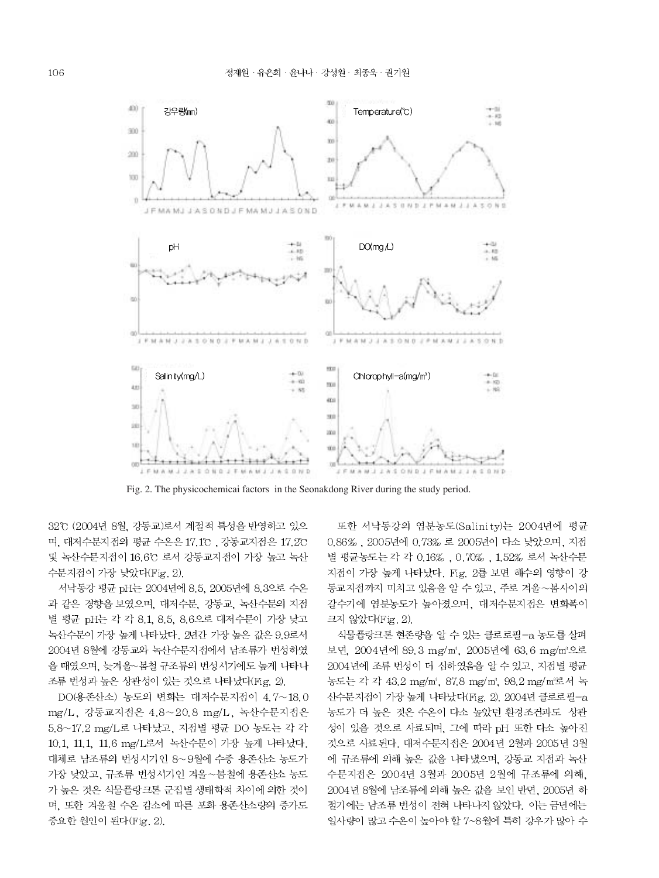Fig. 2. The physicochemicai factors in the Seonakdong River during the study period.

32℃ (2004년 8월, 강동교)로서 계절적 특성을 반영하고 있으며, 대저수문지점의 평균 수온은 17.1℃, 강동교지점은 17.2℃ 및 녹산수문지점이 16.6℃ 로서 강동교지점이 가장 높고 녹산수문지점이 가장 낮았다(Fig. 2).

서낙동강 평균 pH는 2004년에 8.5, 2005년에 8.3으로 수온과 같은 경향을 보였으며, 대저수문, 강동교, 녹산수문의 지점별 평균 pH는 각 각 8.1, 8.5, 8.6으로 대저수문이 가장 낮고 녹산수문이 가장 높게 나타났다. 2년간 가장 높은 값은 9.9로서 2004년 8월에 강동교와 녹산수문지점에서 남조류가 번성하였을 때였으며, 늦겨울~봄철 규조류의 번성시기에도 높게 나타나 조류 번성과 높은 상관성이 있는 것으로 나타났다(Fig. 2).

DO(용존산소) 농도의 변화는 대저수문지점이 4.7~18.0 mg/L, 강동교지점은 4.8~20.8 mg/L, 녹산수문지점은 5.8~17.2 mg/L로 나타났고, 지점별 평균 DO 농도는 각 각 10.1, 11.1, 11.6 mg/L로서 녹산수문이 가장 높게 나타났다. 대체로 남조류의 번성시기인 8~9월에 수중 용존산소 농도가 가장 낮았고, 규조류 번성시기인 겨울~봄철에 용존산소 농도가 높은 것은 식물플랑크톤 군집별 생태학적 차이에 의한 것이며, 또한 겨울철 수온 감소에 따른 포화 용존산소량의 증가도 중요한 원인이 된다(Fig. 2).

또한 서낙동강의 염분농도(Salinity)는 2004년에 평균 0.86‰, 2005년에 0.73‰ 로 2005년이 다소 낮았으며, 지점별 평균농도는 각 각 0.16‰, 0.70‰, 1.52‰ 로서 녹산수문지점이 가장 높게 나타났다. Fig. 2를 보면 해수의 영향이 강동교지점까지 미치고 있음을 알 수 있고, 주로 겨울~봄사이의 갈수기에 염분농도가 높아졌으며, 대저수문지점은 변화폭이 크지 않았다(Fig. 2).

식물플랑크톤 현존량을 알 수 있는 클로로필-a 농도를 살펴보면, 2004년에 89.3 mg/m³, 2005년에 63.6 mg/m³으로 2004년에 조류 번성이 더 심하였음을 알 수 있고, 지점별 평균농도는 각 각 43.2 mg/m³, 87.8 mg/m³, 98.2 mg/m³로서 녹산수문지점이 가장 높게 나타났다(Fig. 2). 2004년 클로로필-a 농도가 더 높은 것은 수온이 다소 높았던 환경조건과도 상관성이 있을 것으로 사료되며, 그에 따라 pH 또한 다소 높아진 것으로 사료된다. 대저수문지점은 2004년 2월과 2005년 3월에 규조류에 의해 높은 값을 나타냈으며, 강동교 지점과 녹산수문지점은 2004년 3월과 2005년 2월에 규조류에 의해, 2004년 8월에 남조류에 의해 높은 값을 보인 반면, 2005년 하절기에는 남조류 번성이 전혀 나타나지 않았다. 이는 금년에는 일사량이 많고 수온이 높아야 할 7~8월에 특히 강우가 많아 수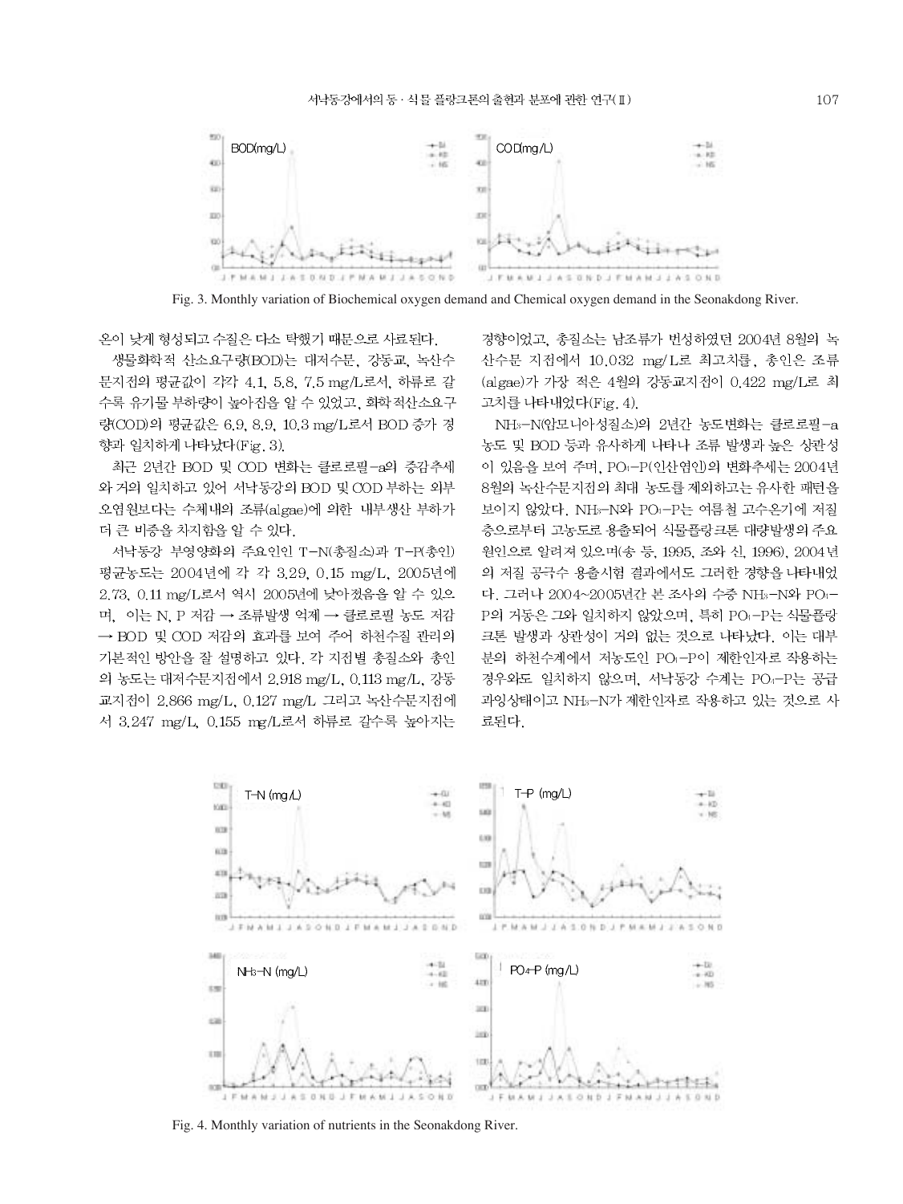Fig. 3. Monthly variation of Biochemical oxygen demand and Chemical oxygen demand in the Seonakdong River.

온이 낮게 형성되고 수질은 다소 탁했기 때문으로 사료된다.

생물화학적 산소요구량(BOD)는 대저수문, 강동교, 녹산수문지점의 평균값이 각각 4.1, 5.8, 7.5 mg/L로서, 하류로 갈수록 유기물 부하량이 높아짐을 알 수 있었고, 화학적산소요구량(COD)의 평균값은 6.9, 8.9, 10.3 mg/L로서 BOD 증가 경향과 일치하게 나타났다(Fig. 3).

최근 2년간 BOD 및 COD 변화는 클로로필-a의 증감추세와 거의 일치하고 있어 서낙동강의 BOD 및 COD 부하는 외부오염원보다는 수체내의 조류(algae)에 의한 내부생산 부하가 더 큰 비중을 차지함을 알 수 있다.

서낙동강 부영양화의 주요인인 T-N(총질소)과 T-P(총인) 평균농도는 2004년에 각 각 3.29, 0.15 mg/L, 2005년에 2.73, 0.11 mg/L로서 역시 2005년에 낮아졌음을 알 수 있으며, 이는 N, P 저감 → 조류발생 억제 → 클로로필 농도 저감 → BOD 및 COD 저감의 효과를 보여 주어 하천수질 관리의 기본적인 방안을 잘 설명하고 있다. 각 지점별 총질소와 총인의 농도는 대저수문지점에서 2.918 mg/L, 0.113 mg/L, 강동교지점이 2.866 mg/L, 0.127 mg/L 그리고 녹산수문지점에서 3.247 mg/L, 0.155 mg/L로서 하류로 갈수록 높아지는 경향이었고, 총질소는 남조류가 번성하였던 2004년 8월의 녹산수문 지점에서 10.032 mg/L로 최고치를, 총인은 조류(algae)가 가장 적은 4월의 강동교지점이 0.422 mg/L로 최고치를 나타내었다(Fig. 4).

$NH_3$-N(암모니아성질소)의 2년간 농도변화는 클로로필-a 농도 및 BOD 등과 유사하게 나타나 조류 발생과 높은 상관성이 있음을 보여 주며, $PO_4$-P(인산염인)의 변화추세는 2004년 8월의 녹산수문지점의 최대 농도를 제외하고는 유사한 패턴을 보이지 않았다. $NH_3$-N와 $PO_4$-P는 여름철 고수온기에 저질층으로부터 고농도로 용출되어 식물플랑크톤 대량발생의 주요원인으로 알려져 있으며(송 등, 1995, 조와 신, 1996), 2004년의 저질 공극수 용출시험 결과에서도 그러한 경향을 나타내었다. 그러나 2004~2005년간 본 조사의 수중 $NH_3$-N와 $PO_4$-P의 거동은 그와 일치하지 않았으며, 특히 $PO_4$-P는 식물플랑크톤 발생과 상관성이 거의 없는 것으로 나타났다. 이는 대부분의 하천수계에서 저농도인 $PO_4$-P이 제한인자로 작용하는 경우와도 일치하지 않으며, 서낙동강 수계는 $PO_4$-P는 공급과잉상태이고 $NH_3$-N가 제한인자로 작용하고 있는 것으로 사료된다.

Fig. 4. Monthly variation of nutrients in the Seonakdong River.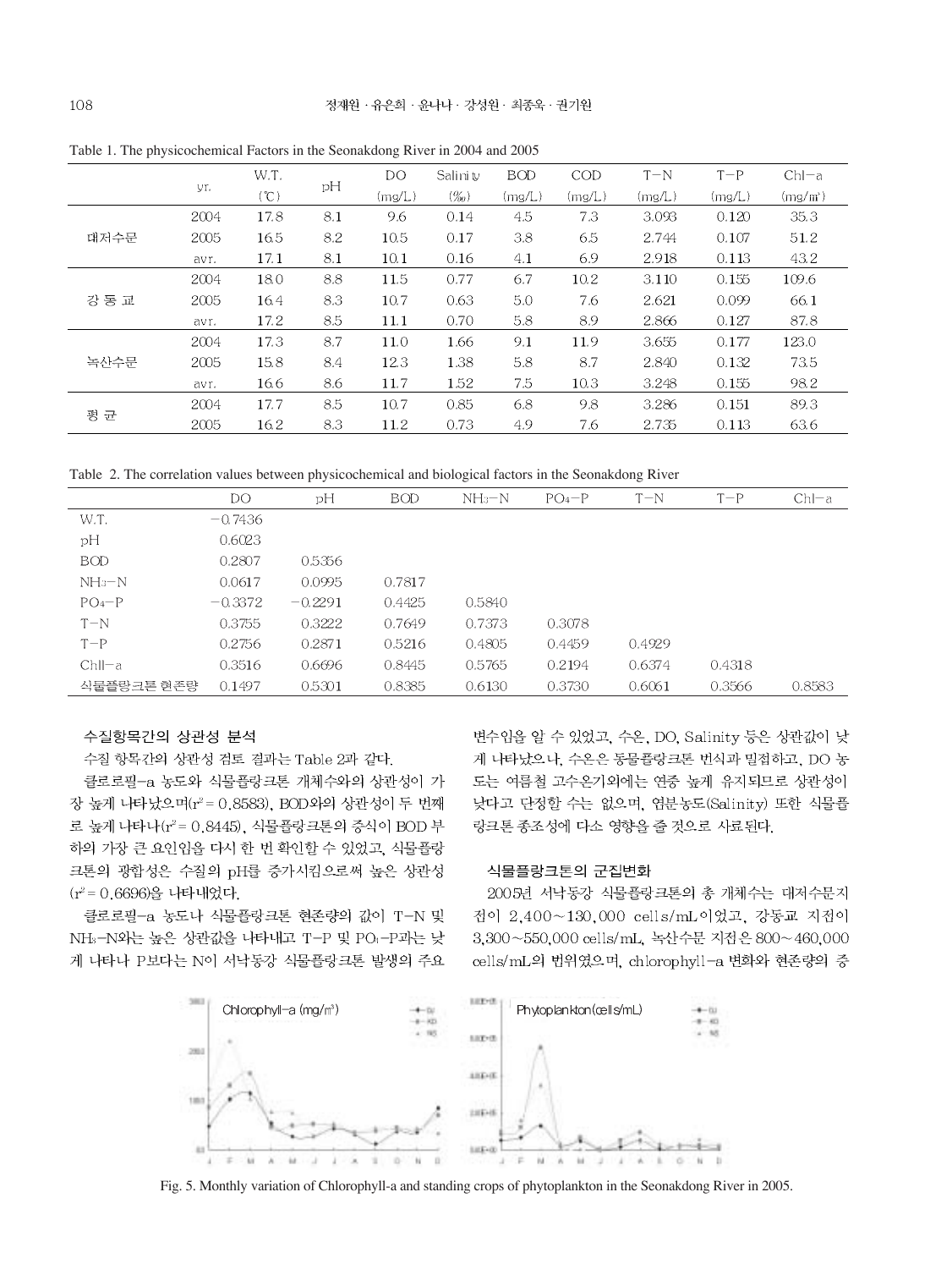Table 1. The physicochemical Factors in the Seonakdong River in 2004 and 2005

| | yr. | W.T. (℃) | pH | DO (mg/L) | Salinity (‰) | BOD (mg/L) | COD (mg/L) | T-N (mg/L) | T-P (mg/L) | Chl-a (mg/m³) |
|---|---|---|---|---|---|---|---|---|---|---|
| 대저수문 | 2004 | 17.8 | 8.1 | 9.6 | 0.14 | 4.5 | 7.3 | 3.093 | 0.120 | 35.3 |
| | 2005 | 16.5 | 8.2 | 10.5 | 0.17 | 3.8 | 6.5 | 2.744 | 0.107 | 51.2 |
| | avr. | 17.1 | 8.1 | 10.1 | 0.16 | 4.1 | 6.9 | 2.918 | 0.113 | 43.2 |
| 강 동 교 | 2004 | 18.0 | 8.8 | 11.5 | 0.77 | 6.7 | 10.2 | 3.110 | 0.155 | 109.6 |
| | 2005 | 16.4 | 8.3 | 10.7 | 0.63 | 5.0 | 7.6 | 2.621 | 0.099 | 66.1 |
| | avr. | 17.2 | 8.5 | 11.1 | 0.70 | 5.8 | 8.9 | 2.866 | 0.127 | 87.8 |
| 녹산수문 | 2004 | 17.3 | 8.7 | 11.0 | 1.66 | 9.1 | 11.9 | 3.655 | 0.177 | 123.0 |
| | 2005 | 15.8 | 8.4 | 12.3 | 1.38 | 5.8 | 8.7 | 2.840 | 0.132 | 73.5 |
| | avr. | 16.6 | 8.6 | 11.7 | 1.52 | 7.5 | 10.3 | 3.248 | 0.155 | 98.2 |
| 평 균 | 2004 | 17.7 | 8.5 | 10.7 | 0.85 | 6.8 | 9.8 | 3.286 | 0.151 | 89.3 |
| | 2005 | 16.2 | 8.3 | 11.2 | 0.73 | 4.9 | 7.6 | 2.735 | 0.113 | 63.6 |

Table 2. The correlation values between physicochemical and biological factors in the Seonakdong River

| | DO | pH | BOD | $NH_3$-N | $PO_4$-P | T-N | T-P | Chl-a |
|---|---|---|---|---|---|---|---|---|
| W.T. | -0.7436 | | | | | | | |
| pH | 0.6023 | | | | | | | |
| BOD | 0.2807 | 0.5356 | | | | | | |
| $NH_3$-N | 0.0617 | 0.0995 | 0.7817 | | | | | |
| $PO_4$-P | -0.3372 | -0.2291 | 0.4425 | 0.5840 | | | | |
| T-N | 0.3755 | 0.3222 | 0.7649 | 0.7373 | 0.3078 | | | |
| T-P | 0.2756 | 0.2871 | 0.5216 | 0.4805 | 0.4459 | 0.4929 | | |
| Chl-a | 0.3516 | 0.6696 | 0.8445 | 0.5765 | 0.2194 | 0.6374 | 0.4318 | |
| 식물플랑크톤 현존량 | 0.1497 | 0.5301 | 0.8385 | 0.6130 | 0.3730 | 0.6061 | 0.3566 | 0.8583 |

### 수질항목간의 상관성 분석

수질 항목간의 상관성 검토 결과는 Table 2과 같다.

클로로필-a 농도와 식물플랑크톤 개체수와의 상관성이 가장 높게 나타났으며($r^2$ = 0.8583), BOD와의 상관성이 두 번째로 높게 나타나($r^2$ = 0.8445), 식물플랑크톤의 증식이 BOD 부하의 가장 큰 요인임을 다시 한 번 확인할 수 있었고, 식물플랑크톤의 광합성은 수질의 pH를 증가시킴으로써 높은 상관성($r^2$ = 0.6696)을 나타내었다.

클로로필-a 농도나 식물플랑크톤 현존량의 값이 T-N 및 $NH_3$-N와는 높은 상관값을 나타내고 T-P 및 $PO_4$-P과는 낮게 나타나 P보다는 N이 서낙동강 식물플랑크톤 발생의 주요 변수임을 알 수 있었고, 수온, DO, Salinity 등은 상관값이 낮게 나타났으나, 수온은 동물플랑크톤 번식과 밀접하고, DO 농도는 여름철 고수온기외에는 연중 높게 유지되므로 상관성이 낮다고 단정할 수는 없으며, 염분농도(Salinity) 또한 식물플랑크톤 종조성에 다소 영향을 줄 것으로 사료된다.

### 식물플랑크톤의 군집변화

2005년 서낙동강 식물플랑크톤의 총 개체수는 대저수문지점이 2,400~130,000 cells/mL이었고, 강동교 지점이 3,300~550,000 cells/mL, 녹산수문 지점은 800~460,000 cells/mL의 범위였으며, chlorophyll-a 변화와 현존량의 증

Fig. 5. Monthly variation of Chlorophyll-a and standing crops of phytoplankton in the Seonakdong River in 2005.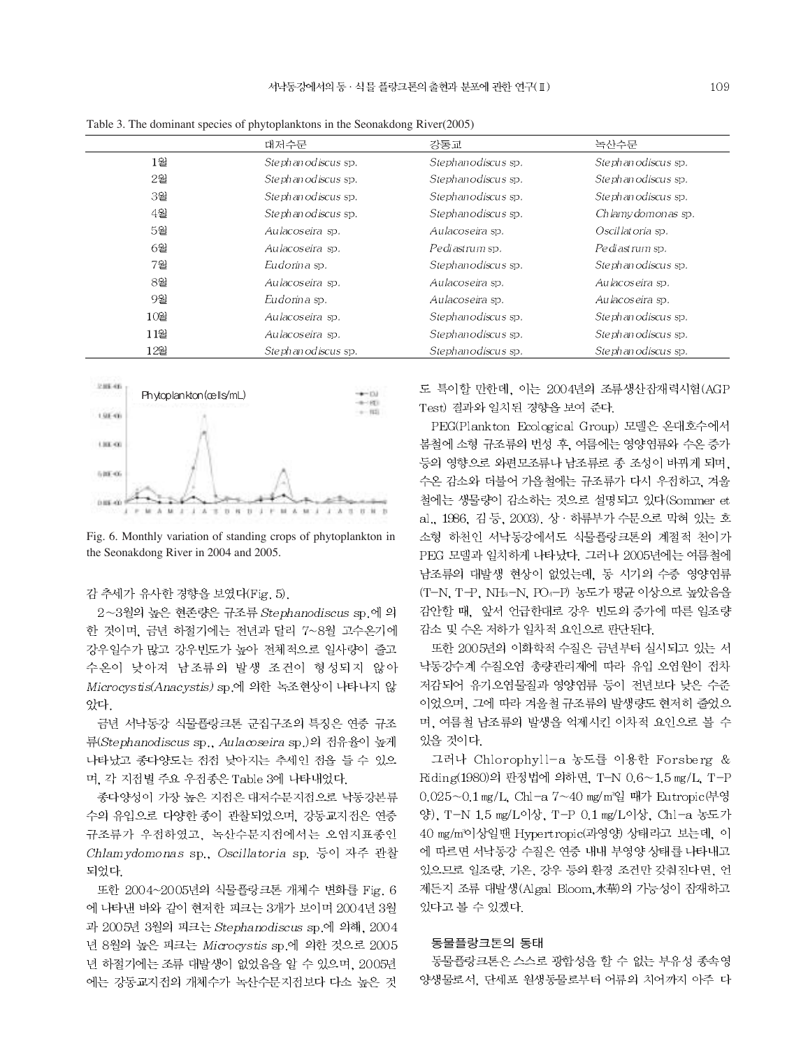Table 3. The dominant species of phytoplanktons in the Seonakdong River(2005)

| | 대저수문 | 강동교 | 녹산수문 |
|---|---|---|---|
| 1월 | *Stephanodiscus* sp. | *Stephanodiscus* sp. | *Stephanodiscus* sp. |
| 2월 | *Stephanodiscus* sp. | *Stephanodiscus* sp. | *Stephanodiscus* sp. |
| 3월 | *Stephanodiscus* sp. | *Stephanodiscus* sp. | *Stephanodiscus* sp. |
| 4월 | *Stephanodiscus* sp. | *Stephanodiscus* sp. | *Chlamydomonas* sp. |
| 5월 | *Aulacoseira* sp. | *Aulacoseira* sp. | *Oscillatoria* sp. |
| 6월 | *Aulacoseira* sp. | *Pediastrum* sp. | *Pediastrum* sp. |
| 7월 | *Eudorina* sp. | *Stephanodiscus* sp. | *Stephanodiscus* sp. |
| 8월 | *Aulacoseira* sp. | *Aulacoseira* sp. | *Aulacoseira* sp. |
| 9월 | *Eudorina* sp. | *Aulacoseira* sp. | *Aulacoseira* sp. |
| 10월 | *Aulacoseira* sp. | *Stephanodiscus* sp. | *Stephanodiscus* sp. |
| 11월 | *Aulacoseira* sp. | *Stephanodiscus* sp. | *Stephanodiscus* sp. |
| 12월 | *Stephanodiscus* sp. | *Stephanodiscus* sp. | *Stephanodiscus* sp. |

Fig. 6. Monthly variation of standing crops of phytoplankton in the Seonakdong River in 2004 and 2005.

감 추세가 유사한 경향을 보였다(Fig. 5).

2~3월의 높은 현존량은 규조류 *Stephanodiscus* sp.에 의한 것이며, 금년 하절기에는 전년과 달리 7~8월 고수온기에 강우일수가 많고 강우빈도가 높아 전체적으로 일사량이 줄고 수온이 낮아져 남조류의 발생 조건이 형성되지 않아 *Microcystis(Anacystis)* sp.에 의한 녹조현상이 나타나지 않았다.

금년 서낙동강 식물플랑크톤 군집구조의 특징은 연중 규조류(*Stephanodiscus* sp., *Aulacoseira* sp.)의 점유율이 높게 나타났고 종다양도는 점점 낮아지는 추세인 점을 들 수 있으며, 각 지점별 주요 우점종은 Table 3에 나타내었다.

종다양성이 가장 높은 지점은 대저수문지점으로 낙동강본류수의 유입으로 다양한 종이 관찰되었으며, 강동교지점은 연중 규조류가 우점하였고, 녹산수문지점에서는 오염지표종인 *Chlamydomonas* sp., *Oscillatoria* sp. 등이 자주 관찰되었다.

또한 2004~2005년의 식물플랑크톤 개체수 변화를 Fig. 6에 나타낸 바와 같이 현저한 피크는 3개가 보이며 2004년 3월과 2005년 3월의 피크는 *Stephanodiscus* sp.에 의해, 2004년 8월의 높은 피크는 *Microcystis* sp.에 의한 것으로 2005년 하절기에는 조류 대발생이 없었음을 알 수 있으며, 2005년에는 강동교지점의 개체수가 녹산수문지점보다 다소 높은 것도 특이할 만한데, 이는 2004년의 조류생산잠재력시험(AGP Test) 결과와 일치된 경향을 보여 준다.

PEG(Plankton Ecological Group) 모델은 온대호수에서 봄철에 소형 규조류의 번성 후, 여름에는 영양염류와 수온 증가 등의 영향으로 와편모조류나 남조류로 종 조성이 바뀌게 되며, 수온 감소와 더불어 가을철에는 규조류가 다시 우점하고, 겨울철에는 생물량이 감소하는 것으로 설명되고 있다(Sommer et al., 1986, 김 등, 2003). 상 · 하류부가 수문으로 막혀 있는 호소형 하천인 서낙동강에서도 식물플랑크톤의 계절적 천이가 PEG 모델과 일치하게 나타났다. 그러나 2005년에는 여름철에 남조류의 대발생 현상이 없었는데, 동 시기의 수중 영양염류($T\text{-}N$, $T\text{-}P$, $NH_3\text{-}N$, $PO_4\text{-}P$) 농도가 평균 이상으로 높았음을 감안할 때, 앞서 언급한대로 강우 빈도의 증가에 따른 일조량 감소 및 수온 저하가 일차적 요인으로 판단된다.

또한 2005년의 이화학적 수질은 금년부터 실시되고 있는 서낙동강수계 수질오염 총량관리제에 따라 유입 오염원이 점차 저감되어 유기오염물질과 영양염류 등이 전년보다 낮은 수준이었으며, 그에 따라 겨울철 규조류의 발생량도 현저히 줄었으며, 여름철 남조류의 발생을 억제시킨 이차적 요인으로 볼 수 있을 것이다.

그러나 Chlorophyll-a 농도를 이용한 Forsberg & Riding(1980)의 판정법에 의하면, T-N 0.6~1.5 mg/L, T-P 0.025~0.1 mg/L, Chl-a 7~40 mg/m³일 때가 Eutropic(부영양), T-N 1.5 mg/L이상, T-P 0.1 mg/L이상, Chl-a 농도가 40 mg/m³이상일땐 Hypertropic(과영양) 상태라고 보는데, 이에 따르면 서낙동강 수질은 연중 내내 부영양 상태를 나타내고 있으므로 일조량, 기온, 강수 등의 환경 조건만 갖춰진다면, 언제든지 조류 대발생(Algal Bloom,水華)의 가능성이 잠재하고 있다고 볼 수 있겠다.

### 동물플랑크톤의 동태

동물플랑크톤은 스스로 광합성을 할 수 없는 부유성 종속영양생물로서, 단세포 원생동물로부터 어류의 치어까지 아주 다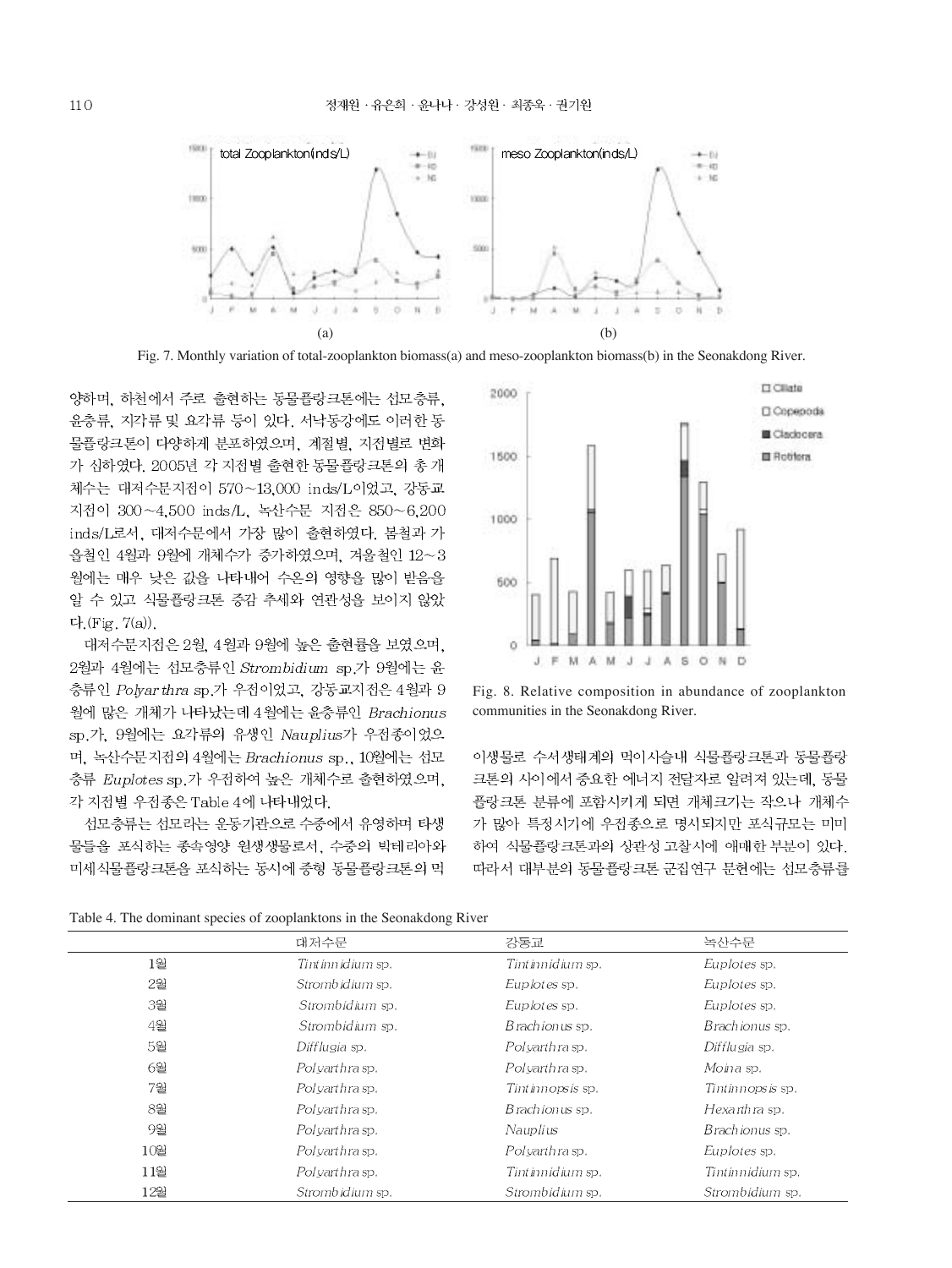Fig. 7. Monthly variation of total-zooplankton biomass(a) and meso-zooplankton biomass(b) in the Seonakdong River.

양하며, 하천에서 주로 출현하는 동물플랑크톤에는 섬모충류, 윤충류, 지각류 및 요각류 등이 있다. 서낙동강에도 이러한 동물플랑크톤이 다양하게 분포하였으며, 계절별, 지점별로 변화가 심하였다. 2005년 각 지점별 출현한 동물플랑크톤의 총 개체수는 대저수문지점이 570~13,000 inds/L이었고, 강동교지점이 300~4,500 inds/L, 녹산수문 지점은 850~6,200 inds/L로서, 대저수문에서 가장 많이 출현하였다. 봄철과 가을철인 4월과 9월에 개체수가 증가하였으며, 겨울철인 12~3월에는 매우 낮은 값을 나타내어 수온의 영향을 많이 받음을 알 수 있고 식물플랑크톤 증감 추세와 연관성을 보이지 않았다.(Fig. 7(a)).

대저수문지점은 2월, 4월과 9월에 높은 출현률을 보였으며, 2월과 4월에는 섬모충류인 *Strombidium* sp.가 9월에는 윤충류인 *Polyarthra* sp.가 우점이었고, 강동교지점은 4월과 9월에 많은 개체가 나타났는데 4월에는 윤충류인 *Brachionus* sp.가, 9월에는 요각류의 유생인 *Nauplius*가 우점종이었으며, 녹산수문지점의 4월에는 *Brachionus* sp., 10월에는 섬모충류 *Euplotes* sp.가 우점하여 높은 개체수로 출현하였으며, 각 지점별 우점종은 Table 4에 나타내었다.

섬모충류는 섬모라는 운동기관으로 수중에서 유영하며 타생물들을 포식하는 종속영양 원생생물로서, 수중의 박테리아와 미세식물플랑크톤을 포식하는 동시에 중형 동물플랑크톤의 먹이생물로 수서생태계의 먹이사슬내 식물플랑크톤과 동물플랑크톤의 사이에서 중요한 에너지 전달자로 알려져 있는데, 동물플랑크톤 분류에 포함시키게 되면 개체크기는 작으나 개체수가 많아 특정시기에 우점종으로 명시되지만 포식규모는 미미하여 식물플랑크톤과의 상관성 고찰시에 애매한 부분이 있다. 따라서 대부분의 동물플랑크톤 군집연구 문헌에는 섬모충류를

Fig. 8. Relative composition in abundance of zooplankton communities in the Seonakdong River.

Table 4. The dominant species of zooplanktons in the Seonakdong River

| | 대저수문 | 강동교 | 녹산수문 |
|---|---|---|---|
| 1월 | *Tintinnidium* sp. | *Tintinnidium* sp. | *Euplotes* sp. |
| 2월 | *Strombidium* sp. | *Euplotes* sp. | *Euplotes* sp. |
| 3월 | *Strombidium* sp. | *Euplotes* sp. | *Euplotes* sp. |
| 4월 | *Strombidium* sp. | *Brachionus* sp. | *Brachionus* sp. |
| 5월 | *Difflugia* sp. | *Polyarthra* sp. | *Difflugia* sp. |
| 6월 | *Polyarthra* sp. | *Polyarthra* sp. | *Moina* sp. |
| 7월 | *Polyarthra* sp. | *Tintinnopsis* sp. | *Tintinnopsis* sp. |
| 8월 | *Polyarthra* sp. | *Brachionus* sp. | *Hexarthra* sp. |
| 9월 | *Polyarthra* sp. | *Nauplius* | *Brachionus* sp. |
| 10월 | *Polyarthra* sp. | *Polyarthra* sp. | *Euplotes* sp. |
| 11월 | *Polyarthra* sp. | *Tintinnidium* sp. | *Tintinnidium* sp. |
| 12월 | *Strombidium* sp. | *Strombidium* sp. | *Strombidium* sp. |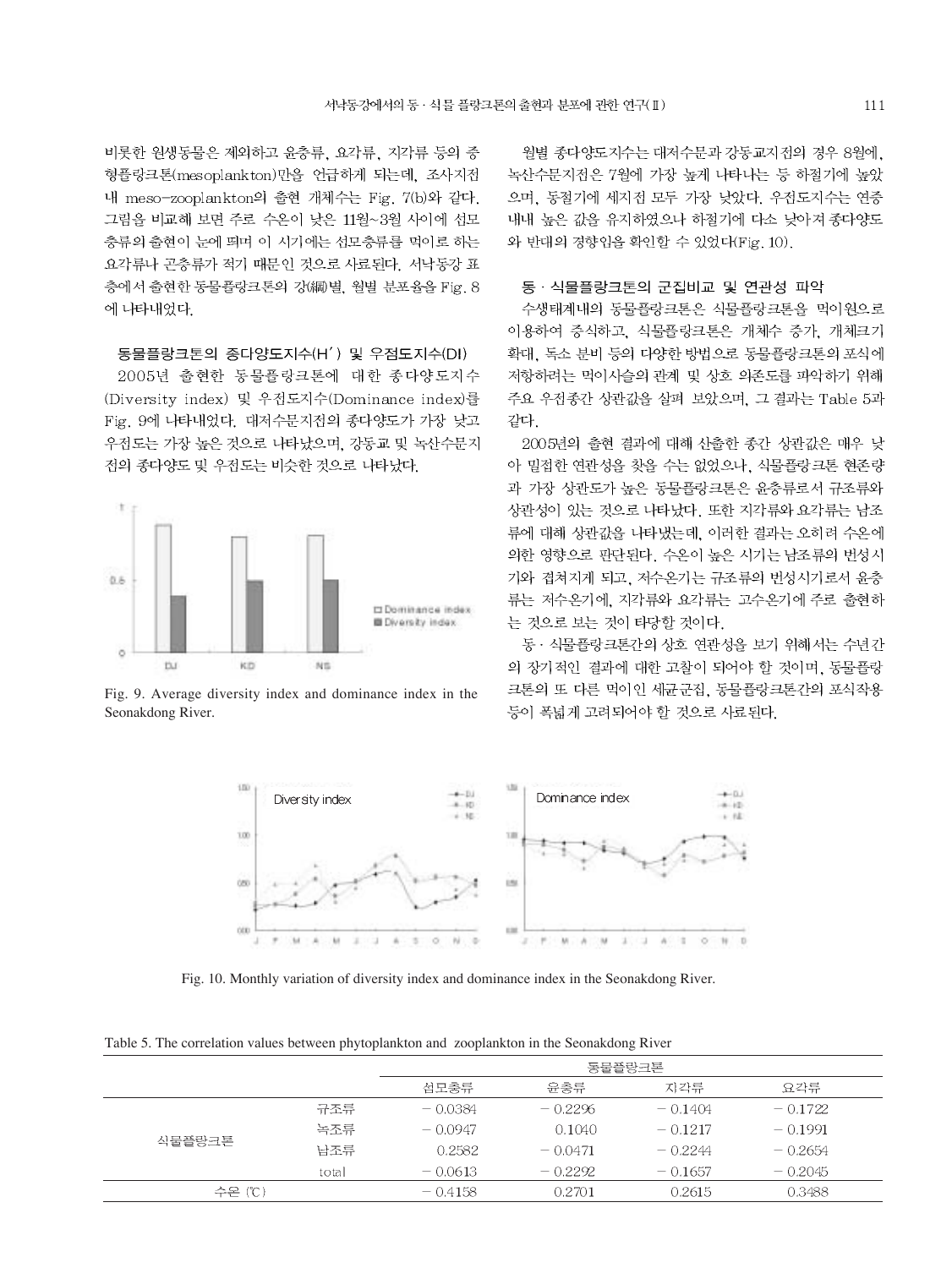비롯한 원생동물은 제외하고 윤충류, 요각류, 지각류 등의 중형플랑크톤(mesoplankton)만을 언급하게 되는데, 조사지점 내 meso-zooplankton의 출현 개체수는 Fig. 7(b)와 같다. 그림을 비교해 보면 주로 수온이 낮은 11월~3월 사이에 섬모충류의 출현이 눈에 띄며 이 시기에는 섬모충류를 먹이로 하는 요각류나 곤충류가 적기 때문인 것으로 사료된다. 서낙동강 표층에서 출현한 동물플랑크톤의 강(綱)별, 월별 분포율을 Fig. 8에 나타내었다.

### 동물플랑크톤의 종다양도지수(H′) 및 우점도지수(DI)

2005년 출현한 동물플랑크톤에 대한 종다양도지수(Diversity index) 및 우점도지수(Dominance index)를 Fig. 9에 나타내었다. 대저수문지점의 종다양도가 가장 낮고 우점도는 가장 높은 것으로 나타났으며, 강동교 및 녹산수문지점의 종다양도 및 우점도는 비슷한 것으로 나타났다.

Fig. 9. Average diversity index and dominance index in the Seonakdong River.

월별 종다양도지수는 대저수문과 강동교지점의 경우 8월에, 녹산수문지점은 7월에 가장 높게 나타나는 등 하절기에 높았으며, 동절기에 세지점 모두 가장 낮았다. 우점도지수는 연중 내내 높은 값을 유지하였으나 하절기에 다소 낮아져 종다양도와 반대의 경향임을 확인할 수 있었다(Fig. 10).

### 동 · 식물플랑크톤의 군집비교 및 연관성 파악

수생태계내의 동물플랑크톤은 식물플랑크톤을 먹이원으로 이용하여 증식하고, 식물플랑크톤은 개체수 증가, 개체크기 확대, 독소 분비 등의 다양한 방법으로 동물플랑크톤의 포식에 저항하려는 먹이사슬의 관계 및 상호 의존도를 파악하기 위해 주요 우점종간 상관값을 살펴 보았으며, 그 결과는 Table 5과 같다.

2005년의 출현 결과에 대해 산출한 종간 상관값은 매우 낮아 밀접한 연관성을 찾을 수는 없었으나, 식물플랑크톤 현존량과 가장 상관도가 높은 동물플랑크톤은 윤충류로서 규조류와 상관성이 있는 것으로 나타났다. 또한 지각류와 요각류는 남조류에 대해 상관값을 나타냈는데, 이러한 결과는 오히려 수온에 의한 영향으로 판단된다. 수온이 높은 시기는 남조류의 번성시기와 겹쳐지게 되고, 저수온기는 규조류의 번성시기로서 윤충류는 저수온기에, 지각류와 요각류는 고수온기에 주로 출현하는 것으로 보는 것이 타당할 것이다.

동 · 식물플랑크톤간의 상호 연관성을 보기 위해서는 수년간의 장기적인 결과에 대한 고찰이 되어야 할 것이며, 동물플랑크톤의 또 다른 먹이인 세균군집, 동물플랑크톤간의 포식작용 등이 폭넓게 고려되어야 할 것으로 사료된다.

Fig. 10. Monthly variation of diversity index and dominance index in the Seonakdong River.

Table 5. The correlation values between phytoplankton and zooplankton in the Seonakdong River

| | | 동물플랑크톤 | | | |
|---|---|---|---|---|---|
| | | 섬모충류 | 윤충류 | 지각류 | 요각류 |
| 식물플랑크톤 | 규조류 | −0.0384 | −0.2296 | −0.1404 | −0.1722 |
| | 녹조류 | −0.0947 | 0.1040 | −0.1217 | −0.1991 |
| | 남조류 | 0.2582 | −0.0471 | −0.2244 | −0.2654 |
| | total | −0.0613 | −0.2292 | −0.1657 | −0.2045 |
| 수온 (℃) | | −0.4158 | 0.2701 | 0.2615 | 0.3488 |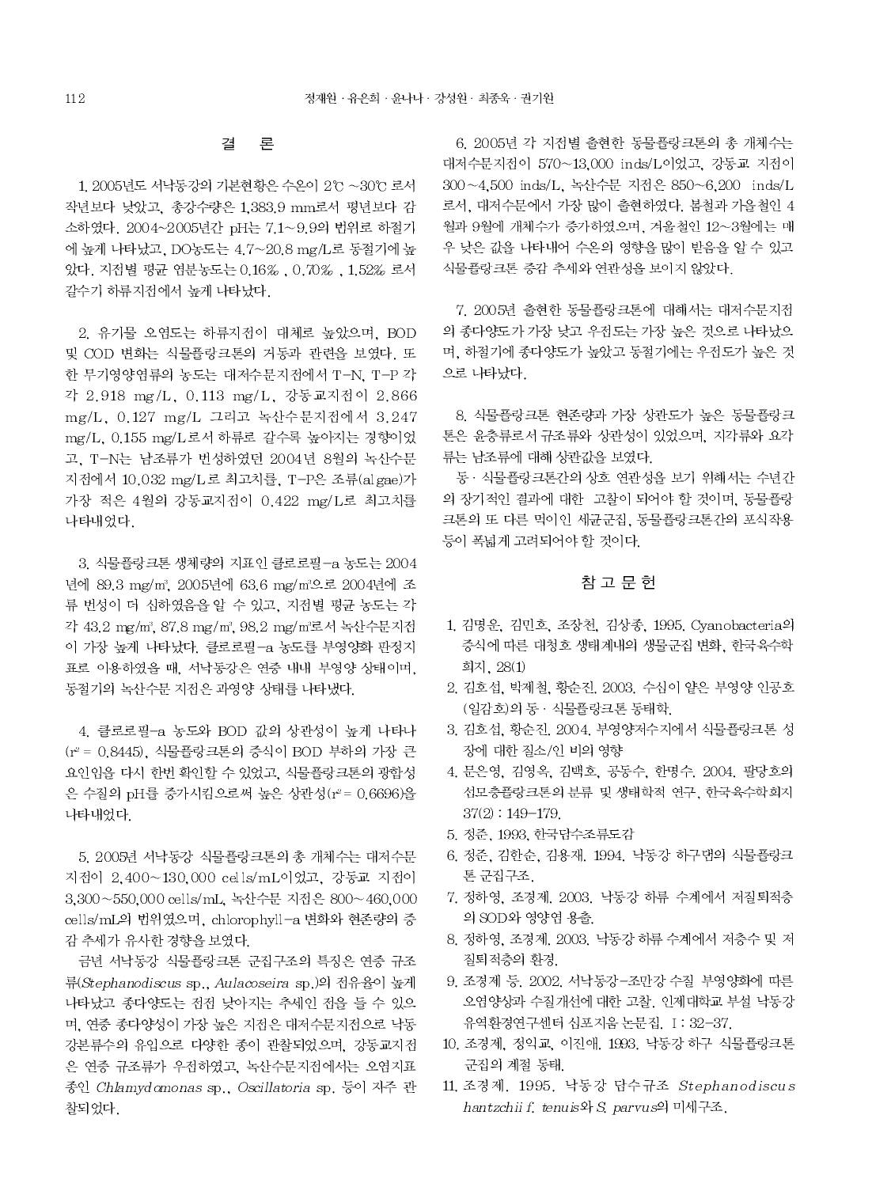## 결 론

1. 2005년도 서낙동강의 기본현황은 수온이 2℃ ~30℃ 로서 작년보다 낮았고, 총강수량은 1,383.9 mm로서 평년보다 감소하였다. 2004~2005년간 pH는 7.1~9.9의 범위로 하절기에 높게 나타났고, DO농도는 4.7~20.8 mg/L로 동절기에 높았다. 지점별 평균 염분농도는 0.16‰ , 0.70‰ , 1.52‰ 로서 갈수기 하류지점에서 높게 나타났다.

2. 유기물 오염도는 하류지점이 대체로 높았으며, BOD 및 COD 변화는 식물플랑크톤의 거동과 관련을 보였다. 또한 무기영양염류의 농도는 대저수문지점에서 T-N, T-P 각각 2.918 mg/L, 0.113 mg/L, 강동교지점이 2.866 mg/L, 0.127 mg/L 그리고 녹산수문지점에서 3.247 mg/L, 0.155 mg/L로서 하류로 갈수록 높아지는 경향이었고, T-N는 남조류가 번성하였던 2004년 8월의 녹산수문지점에서 10.032 mg/L로 최고치를, T-P은 조류(algae)가 가장 적은 4월의 강동교지점이 0.422 mg/L로 최고치를 나타내었다.

3. 식물플랑크톤 생체량의 지표인 클로로필-a 농도는 2004년에 89.3 mg/m$^3$, 2005년에 63.6 mg/m$^3$으로 2004년에 조류 번성이 더 심하였음을 알 수 있고, 지점별 평균 농도는 각각 43.2 mg/m$^3$, 87.8 mg/m$^3$, 98.2 mg/m$^3$로서 녹산수문지점이 가장 높게 나타났다. 클로로필-a 농도를 부영양화 판정지표로 이용하였을 때, 서낙동강은 연중 내내 부영양 상태이며, 동절기의 녹산수문 지점은 과영양 상태를 나타냈다.

4. 클로로필-a 농도와 BOD 값의 상관성이 높게 나타나 ($r^2$ = 0.8445), 식물플랑크톤의 증식이 BOD 부하의 가장 큰 요인임을 다시 한번 확인할 수 있었고, 식물플랑크톤의 광합성은 수질의 pH를 증가시킴으로써 높은 상관성($r^2$ = 0.6696)을 나타내었다.

5. 2005년 서낙동강 식물플랑크톤의 총 개체수는 대저수문지점이 2,400~130,000 cells/mL이었고, 강동교 지점이 3,300~550,000 cells/mL, 녹산수문 지점은 800~460,000 cells/mL의 범위였으며, chlorophyll-a 변화와 현존량의 증감 추세가 유사한 경향을 보였다.

금년 서낙동강 식물플랑크톤 군집구조의 특징은 연중 규조류(*Stephanodiscus* sp., *Aulacoseira* sp.)의 점유율이 높게 나타났고 종다양도는 점점 낮아지는 추세인 점을 들 수 있으며, 연중 종다양성이 가장 높은 지점은 대저수문지점으로 낙동강본류수의 유입으로 다양한 종이 관찰되었으며, 강동교지점은 연중 규조류가 우점하였고, 녹산수문지점에서는 오염지표종인 *Chlamydomonas* sp., *Oscillatoria* sp. 등이 자주 관찰되었다.

6. 2005년 각 지점별 출현한 동물플랑크톤의 총 개체수는 대저수문지점이 570~13,000 inds/L이었고, 강동교 지점이 300~4,500 inds/L, 녹산수문 지점은 850~6,200 inds/L로서, 대저수문에서 가장 많이 출현하였다. 봄철과 가을철인 4월과 9월에 개체수가 증가하였으며, 겨울철인 12~3월에는 매우 낮은 값을 나타내어 수온의 영향을 많이 받음을 알 수 있고 식물플랑크톤 증감 추세와 연관성을 보이지 않았다.

7. 2005년 출현한 동물플랑크톤에 대해서는 대저수문지점의 종다양도가 가장 낮고 우점도는 가장 높은 것으로 나타났으며, 하절기에 종다양도가 높았고 동절기에는 우점도가 높은 것으로 나타났다.

8. 식물플랑크톤 현존량과 가장 상관도가 높은 동물플랑크톤은 윤충류로서 규조류와 상관성이 있었으며, 지각류와 요각류는 남조류에 대해 상관값을 보였다.

동 · 식물플랑크톤간의 상호 연관성을 보기 위해서는 수년간의 장기적인 결과에 대한 고찰이 되어야 할 것이며, 동물플랑크톤의 또 다른 먹이인 세균군집, 동물플랑크톤간의 포식작용 등이 폭넓게 고려되어야 할 것이다.

## 참 고 문 헌

1. 김명운, 김민호, 조장천, 김상종, 1995. Cyanobacteria의 증식에 따른 대청호 생태계내의 생물군집 변화, 한국육수학회지, 28(1)
2. 김호섭, 박제철, 황순진, 2003. 수심이 얕은 부영양 인공호(일감호)의 동 · 식물플랑크톤 동태학.
3. 김호섭, 황순진. 2004. 부영양저수지에서 식물플랑크톤 성장에 대한 질소/인 비의 영향
4. 문은영, 김영옥, 김백호, 공동수, 한명수. 2004. 팔당호의 섬모충플랑크톤의 분류 및 생태학적 연구, 한국육수학회지 37(2) : 149-179.
5. 정준, 1993, 한국담수조류도감
6. 정준, 김한순, 김용재. 1994. 낙동강 하구댐의 식물플랑크톤 군집구조.
7. 정하영, 조경제. 2003. 낙동강 하류 수계에서 저질퇴적층의 SOD와 영양염 용출.
8. 정하영, 조경제. 2003. 낙동강 하류 수계에서 저층수 및 저질퇴적층의 환경.
9. 조경제 등. 2002. 서낙동강-조만강 수질 부영양화에 따른 오염양상과 수질개선에 대한 고찰. 인제대학교 부설 낙동강유역환경연구센터 심포지움 논문집. I : 32-37.
10. 조경제, 정익교, 이진애. 1993. 낙동강 하구 식물플랑크톤 군집의 계절 동태.
11. 조경제. 1995. 낙동강 담수규조 *Stephanodiscus hantzchii f. tenuis*와 *S. parvus*의 미세구조.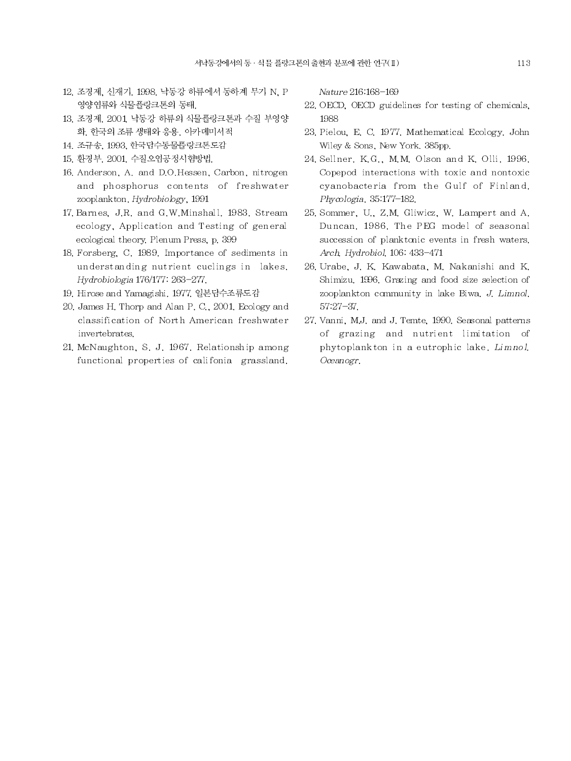12. 조경제, 신재기. 1998. 낙동강 하류에서 동하계 무기 N, P 영양염류와 식물플랑크톤의 동태.
13. 조경제. 2001. 낙동강 하류의 식물플랑크톤과 수질 부영양화. 한국의 조류 생태와 응용. 아카데미서적
14. 조규송. 1993. 한국담수동물플랑크톤도감
15. 환경부. 2001. 수질오염공정시험방법.
16. Anderson, A. and D.O.Hessen, Carbon, nitrogen and phosphorus contents of freshwater zooplankton. *Hydrobiology*, 1991
17. Barnes, J.R. and G.W.Minshall. 1983. Stream ecology, Application and Testing of general ecological theory. Plenum Press, p. 399
18. Forsberg, C. 1989. Importance of sediments in understanding nutrient cuclings in lakes. *Hydrobiologia* 176/177: 263-277.
19. Hirose and Yamagishi. 1977. 일본담수조류도감
20. James H. Thorp and Alan P. C., 2001. Ecology and classification of North American freshwater invertebrates.
21. McNaughton, S. J. 1967. Relationship among functional properties of califonia grassland. *Nature* 216:168-169
22. OECD, OECD guidelines for testing of chemicals, 1988
23. Pielou, E. C. 1977. Mathematical Ecology. John Wiley & Sons, New York. 385pp.
24. Sellner. K.G., M.M. Olson and K. Olli. 1996. Copepod interactions with toxic and nontoxic cyanobacteria from the Gulf of Finland. *Phycologia*. 35:177-182.
25. Sommer, U., Z.M. Gliwicz, W. Lampert and A. Duncan. 1986. The PEG model of seasonal succession of planktonic events in fresh waters. *Arch. Hydrobiol*. 106: 433-471
26. Urabe, J. K. Kawabata, M. Nakanishi and K. Shimizu. 1996. Grazing and food size selection of zooplankton community in lake Biwa. *J. Limnol*. 57:27-37.
27. Vanni, M.J. and J. Temte, 1990. Seasonal patterns of grazing and nutrient limitation of phytoplankton in a eutrophic lake. *Limnol. Oceanogr*.